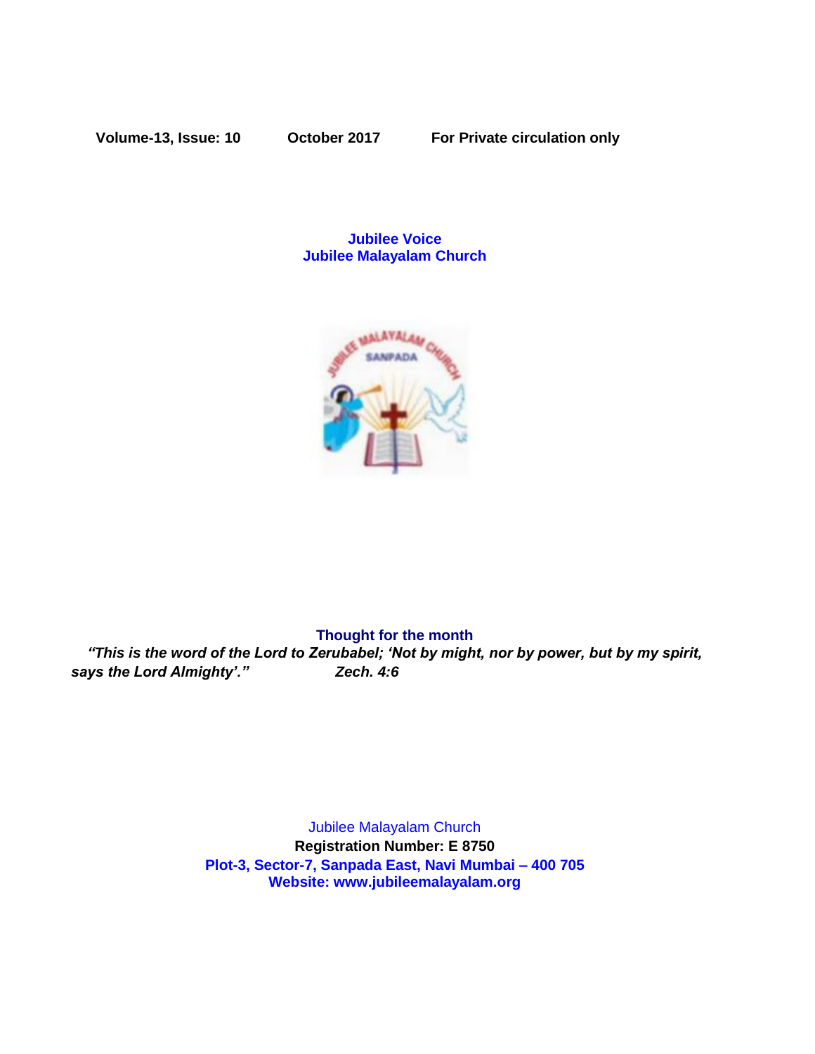**Volume-13, Issue: 10 October 2017 For Private circulation only**

# Jubilee Voice
## Jubilee Malayalam Church

### Thought for the month

***"This is the word of the Lord to Zerubabel; 'Not by might, nor by power, but by my spirit, says the Lord Almighty'." Zech. 4:6***

Jubilee Malayalam Church

**Registration Number: E 8750**

**Plot-3, Sector-7, Sanpada East, Navi Mumbai – 400 705**

**Website: www.jubileemalayalam.org**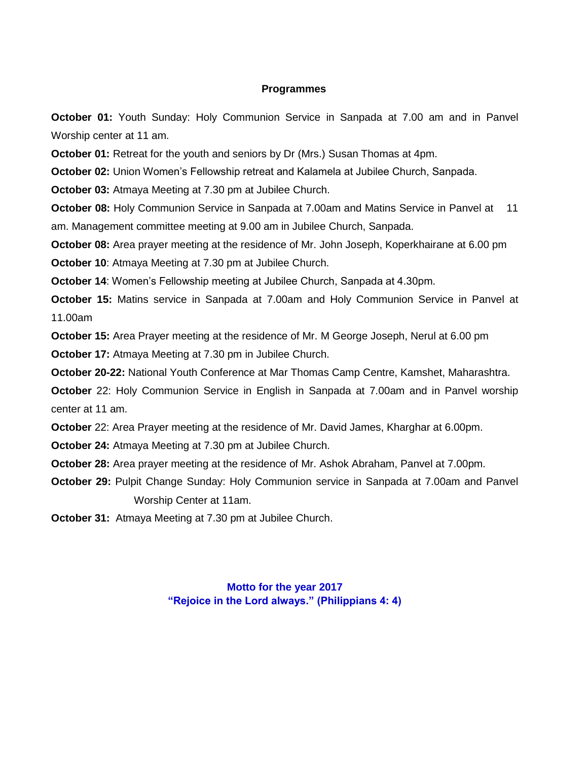## Programmes

**October 01:** Youth Sunday: Holy Communion Service in Sanpada at 7.00 am and in Panvel Worship center at 11 am.

**October 01:** Retreat for the youth and seniors by Dr (Mrs.) Susan Thomas at 4pm.

**October 02:** Union Women's Fellowship retreat and Kalamela at Jubilee Church, Sanpada.

**October 03:** Atmaya Meeting at 7.30 pm at Jubilee Church.

**October 08:** Holy Communion Service in Sanpada at 7.00am and Matins Service in Panvel at 11 am. Management committee meeting at 9.00 am in Jubilee Church, Sanpada.

**October 08:** Area prayer meeting at the residence of Mr. John Joseph, Koperkhairane at 6.00 pm

**October 10**: Atmaya Meeting at 7.30 pm at Jubilee Church.

**October 14**: Women's Fellowship meeting at Jubilee Church, Sanpada at 4.30pm.

**October 15:** Matins service in Sanpada at 7.00am and Holy Communion Service in Panvel at 11.00am

**October 15:** Area Prayer meeting at the residence of Mr. M George Joseph, Nerul at 6.00 pm

**October 17:** Atmaya Meeting at 7.30 pm in Jubilee Church.

**October 20-22:** National Youth Conference at Mar Thomas Camp Centre, Kamshet, Maharashtra.

**October** 22: Holy Communion Service in English in Sanpada at 7.00am and in Panvel worship center at 11 am.

**October** 22: Area Prayer meeting at the residence of Mr. David James, Kharghar at 6.00pm.

**October 24:** Atmaya Meeting at 7.30 pm at Jubilee Church.

**October 28:** Area prayer meeting at the residence of Mr. Ashok Abraham, Panvel at 7.00pm.

**October 29:** Pulpit Change Sunday: Holy Communion service in Sanpada at 7.00am and Panvel Worship Center at 11am.

**October 31:** Atmaya Meeting at 7.30 pm at Jubilee Church.

**Motto for the year 2017**
**"Rejoice in the Lord always." (Philippians 4: 4)**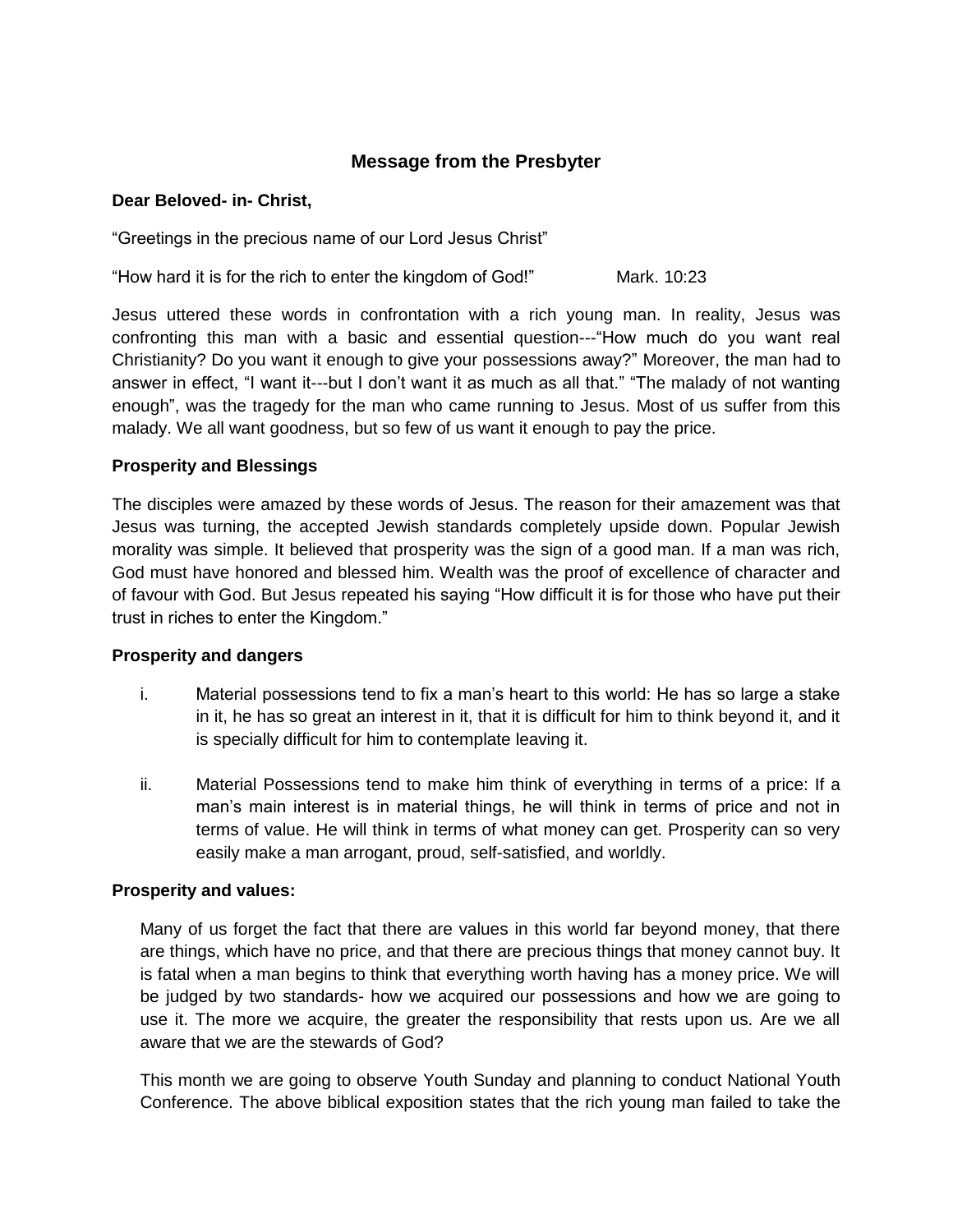## Message from the Presbyter

**Dear Beloved- in- Christ,**

"Greetings in the precious name of our Lord Jesus Christ"

"How hard it is for the rich to enter the kingdom of God!" Mark. 10:23

Jesus uttered these words in confrontation with a rich young man. In reality, Jesus was confronting this man with a basic and essential question---"How much do you want real Christianity? Do you want it enough to give your possessions away?" Moreover, the man had to answer in effect, "I want it---but I don't want it as much as all that." "The malady of not wanting enough", was the tragedy for the man who came running to Jesus. Most of us suffer from this malady. We all want goodness, but so few of us want it enough to pay the price.

### Prosperity and Blessings

The disciples were amazed by these words of Jesus. The reason for their amazement was that Jesus was turning, the accepted Jewish standards completely upside down. Popular Jewish morality was simple. It believed that prosperity was the sign of a good man. If a man was rich, God must have honored and blessed him. Wealth was the proof of excellence of character and of favour with God. But Jesus repeated his saying "How difficult it is for those who have put their trust in riches to enter the Kingdom."

### Prosperity and dangers

i. Material possessions tend to fix a man's heart to this world: He has so large a stake in it, he has so great an interest in it, that it is difficult for him to think beyond it, and it is specially difficult for him to contemplate leaving it.

ii. Material Possessions tend to make him think of everything in terms of a price: If a man's main interest is in material things, he will think in terms of price and not in terms of value. He will think in terms of what money can get. Prosperity can so very easily make a man arrogant, proud, self-satisfied, and worldly.

### Prosperity and values:

Many of us forget the fact that there are values in this world far beyond money, that there are things, which have no price, and that there are precious things that money cannot buy. It is fatal when a man begins to think that everything worth having has a money price. We will be judged by two standards- how we acquired our possessions and how we are going to use it. The more we acquire, the greater the responsibility that rests upon us. Are we all aware that we are the stewards of God?

This month we are going to observe Youth Sunday and planning to conduct National Youth Conference. The above biblical exposition states that the rich young man failed to take the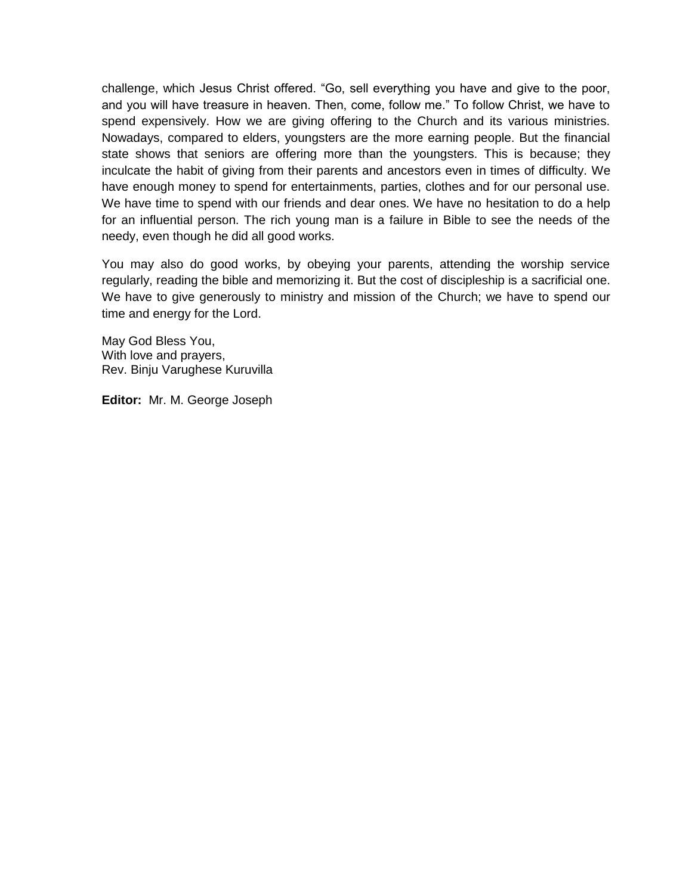challenge, which Jesus Christ offered. “Go, sell everything you have and give to the poor, and you will have treasure in heaven. Then, come, follow me.” To follow Christ, we have to spend expensively. How we are giving offering to the Church and its various ministries. Nowadays, compared to elders, youngsters are the more earning people. But the financial state shows that seniors are offering more than the youngsters. This is because; they inculcate the habit of giving from their parents and ancestors even in times of difficulty. We have enough money to spend for entertainments, parties, clothes and for our personal use. We have time to spend with our friends and dear ones. We have no hesitation to do a help for an influential person. The rich young man is a failure in Bible to see the needs of the needy, even though he did all good works.

You may also do good works, by obeying your parents, attending the worship service regularly, reading the bible and memorizing it. But the cost of discipleship is a sacrificial one. We have to give generously to ministry and mission of the Church; we have to spend our time and energy for the Lord.

May God Bless You,
With love and prayers,
Rev. Binju Varughese Kuruvilla

**Editor:** Mr. M. George Joseph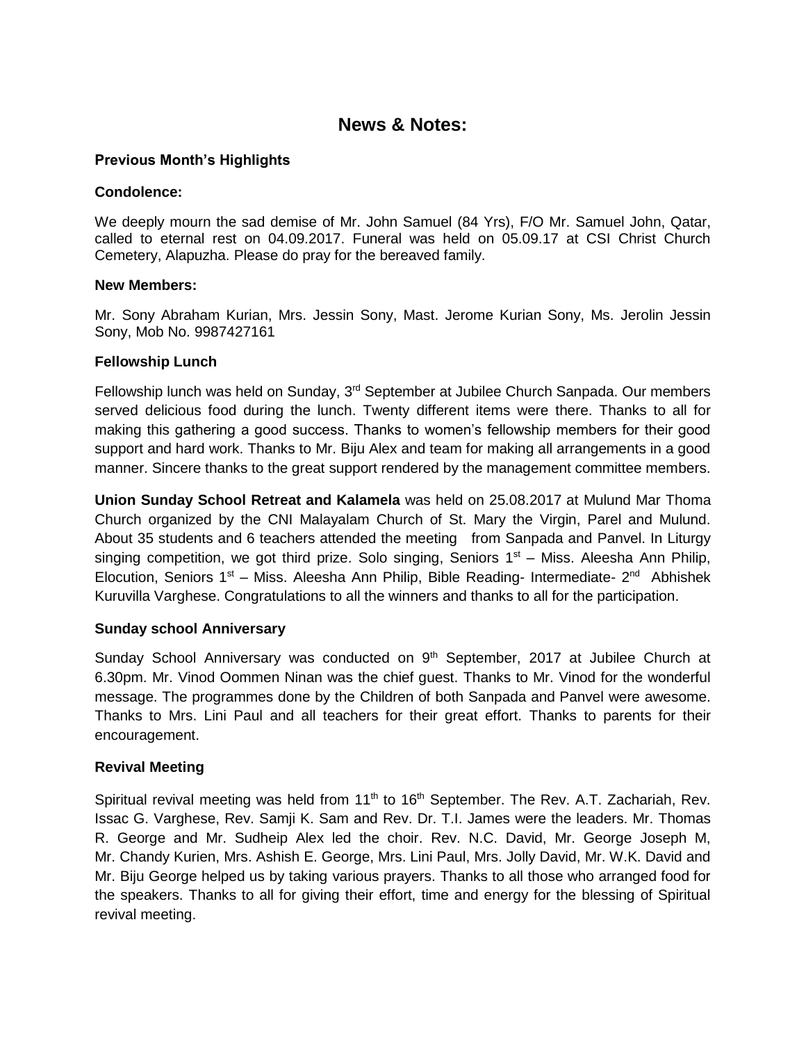# News & Notes:

**Previous Month's Highlights**

**Condolence:**

We deeply mourn the sad demise of Mr. John Samuel (84 Yrs), F/O Mr. Samuel John, Qatar, called to eternal rest on 04.09.2017. Funeral was held on 05.09.17 at CSI Christ Church Cemetery, Alapuzha. Please do pray for the bereaved family.

**New Members:**

Mr. Sony Abraham Kurian, Mrs. Jessin Sony, Mast. Jerome Kurian Sony, Ms. Jerolin Jessin Sony, Mob No. 9987427161

**Fellowship Lunch**

Fellowship lunch was held on Sunday, 3rd September at Jubilee Church Sanpada. Our members served delicious food during the lunch. Twenty different items were there. Thanks to all for making this gathering a good success. Thanks to women's fellowship members for their good support and hard work. Thanks to Mr. Biju Alex and team for making all arrangements in a good manner. Sincere thanks to the great support rendered by the management committee members.

**Union Sunday School Retreat and Kalamela** was held on 25.08.2017 at Mulund Mar Thoma Church organized by the CNI Malayalam Church of St. Mary the Virgin, Parel and Mulund. About 35 students and 6 teachers attended the meeting from Sanpada and Panvel. In Liturgy singing competition, we got third prize. Solo singing, Seniors 1st – Miss. Aleesha Ann Philip, Elocution, Seniors 1st – Miss. Aleesha Ann Philip, Bible Reading- Intermediate- 2nd Abhishek Kuruvilla Varghese. Congratulations to all the winners and thanks to all for the participation.

**Sunday school Anniversary**

Sunday School Anniversary was conducted on 9th September, 2017 at Jubilee Church at 6.30pm. Mr. Vinod Oommen Ninan was the chief guest. Thanks to Mr. Vinod for the wonderful message. The programmes done by the Children of both Sanpada and Panvel were awesome. Thanks to Mrs. Lini Paul and all teachers for their great effort. Thanks to parents for their encouragement.

**Revival Meeting**

Spiritual revival meeting was held from 11th to 16th September. The Rev. A.T. Zachariah, Rev. Issac G. Varghese, Rev. Samji K. Sam and Rev. Dr. T.I. James were the leaders. Mr. Thomas R. George and Mr. Sudheip Alex led the choir. Rev. N.C. David, Mr. George Joseph M, Mr. Chandy Kurien, Mrs. Ashish E. George, Mrs. Lini Paul, Mrs. Jolly David, Mr. W.K. David and Mr. Biju George helped us by taking various prayers. Thanks to all those who arranged food for the speakers. Thanks to all for giving their effort, time and energy for the blessing of Spiritual revival meeting.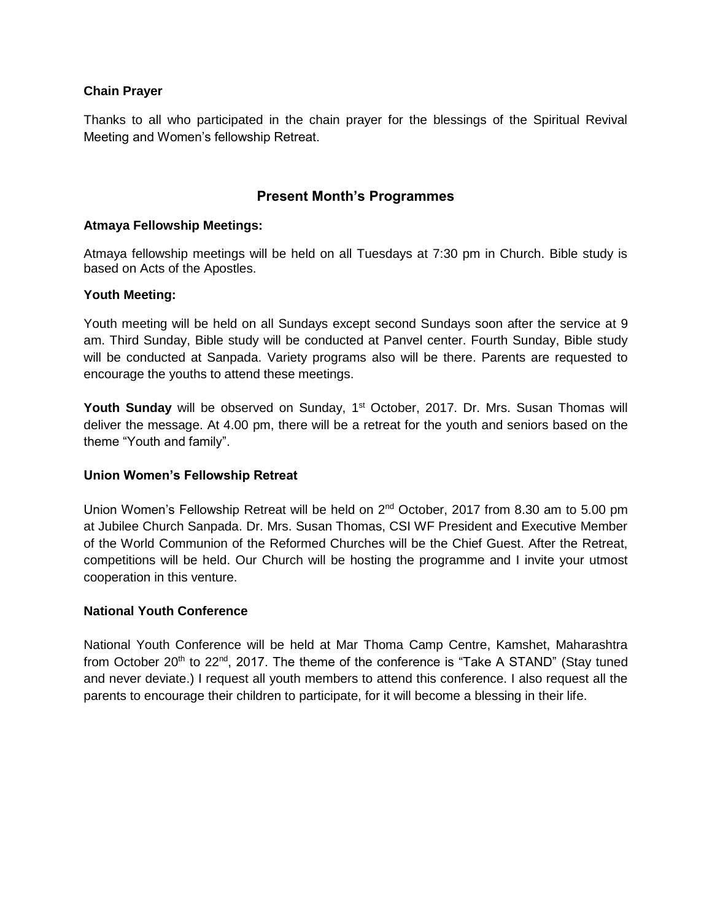**Chain Prayer**

Thanks to all who participated in the chain prayer for the blessings of the Spiritual Revival Meeting and Women's fellowship Retreat.

## Present Month's Programmes

**Atmaya Fellowship Meetings:**

Atmaya fellowship meetings will be held on all Tuesdays at 7:30 pm in Church. Bible study is based on Acts of the Apostles.

**Youth Meeting:**

Youth meeting will be held on all Sundays except second Sundays soon after the service at 9 am. Third Sunday, Bible study will be conducted at Panvel center. Fourth Sunday, Bible study will be conducted at Sanpada. Variety programs also will be there. Parents are requested to encourage the youths to attend these meetings.

**Youth Sunday** will be observed on Sunday, 1st October, 2017. Dr. Mrs. Susan Thomas will deliver the message. At 4.00 pm, there will be a retreat for the youth and seniors based on the theme "Youth and family".

**Union Women's Fellowship Retreat**

Union Women's Fellowship Retreat will be held on 2nd October, 2017 from 8.30 am to 5.00 pm at Jubilee Church Sanpada. Dr. Mrs. Susan Thomas, CSI WF President and Executive Member of the World Communion of the Reformed Churches will be the Chief Guest. After the Retreat, competitions will be held. Our Church will be hosting the programme and I invite your utmost cooperation in this venture.

**National Youth Conference**

National Youth Conference will be held at Mar Thoma Camp Centre, Kamshet, Maharashtra from October 20th to 22nd, 2017. The theme of the conference is "Take A STAND" (Stay tuned and never deviate.) I request all youth members to attend this conference. I also request all the parents to encourage their children to participate, for it will become a blessing in their life.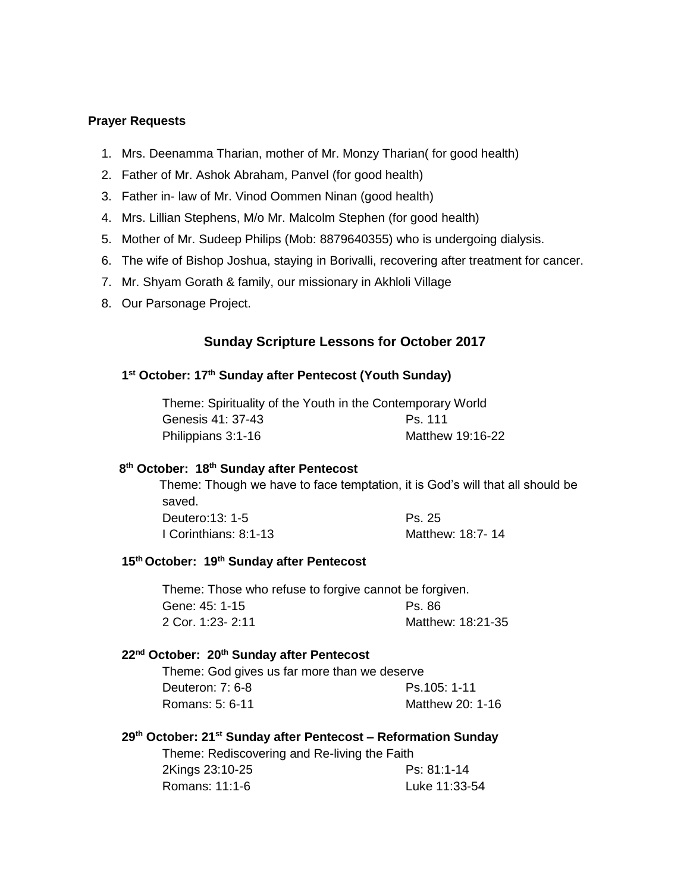**Prayer Requests**

1. Mrs. Deenamma Tharian, mother of Mr. Monzy Tharian( for good health)
2. Father of Mr. Ashok Abraham, Panvel (for good health)
3. Father in- law of Mr. Vinod Oommen Ninan (good health)
4. Mrs. Lillian Stephens, M/o Mr. Malcolm Stephen (for good health)
5. Mother of Mr. Sudeep Philips (Mob: 8879640355) who is undergoing dialysis.
6. The wife of Bishop Joshua, staying in Borivalli, recovering after treatment for cancer.
7. Mr. Shyam Gorath & family, our missionary in Akhloli Village
8. Our Parsonage Project.

## Sunday Scripture Lessons for October 2017

**1st October: 17th Sunday after Pentecost (Youth Sunday)**

Theme: Spirituality of the Youth in the Contemporary World

| | |
|---|---|
| Genesis 41: 37-43 | Ps. 111 |
| Philippians 3:1-16 | Matthew 19:16-22 |

**8th October: 18th Sunday after Pentecost**

Theme: Though we have to face temptation, it is God's will that all should be saved.

| | |
|---|---|
| Deutero:13: 1-5 | Ps. 25 |
| I Corinthians: 8:1-13 | Matthew: 18:7- 14 |

**15th October: 19th Sunday after Pentecost**

Theme: Those who refuse to forgive cannot be forgiven.

| | |
|---|---|
| Gene: 45: 1-15 | Ps. 86 |
| 2 Cor. 1:23- 2:11 | Matthew: 18:21-35 |

**22nd October: 20th Sunday after Pentecost**

Theme: God gives us far more than we deserve

| | |
|---|---|
| Deuteron: 7: 6-8 | Ps.105: 1-11 |
| Romans: 5: 6-11 | Matthew 20: 1-16 |

**29th October: 21st Sunday after Pentecost – Reformation Sunday**

Theme: Rediscovering and Re-living the Faith

| | |
|---|---|
| 2Kings 23:10-25 | Ps: 81:1-14 |
| Romans: 11:1-6 | Luke 11:33-54 |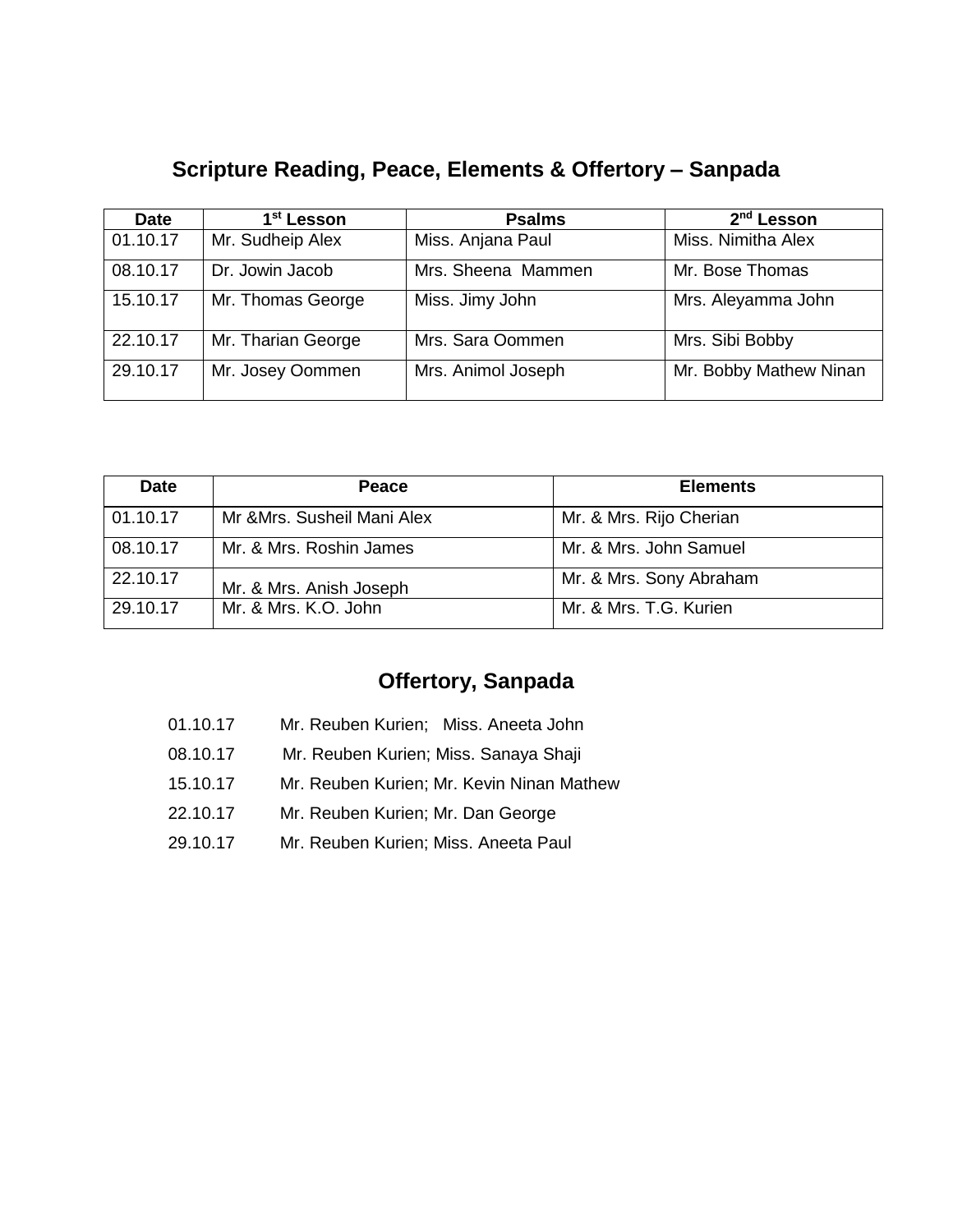## Scripture Reading, Peace, Elements & Offertory – Sanpada

| Date | 1st Lesson | Psalms | 2nd Lesson |
|---|---|---|---|
| 01.10.17 | Mr. Sudheip Alex | Miss. Anjana Paul | Miss. Nimitha Alex |
| 08.10.17 | Dr. Jowin Jacob | Mrs. Sheena Mammen | Mr. Bose Thomas |
| 15.10.17 | Mr. Thomas George | Miss. Jimy John | Mrs. Aleyamma John |
| 22.10.17 | Mr. Tharian George | Mrs. Sara Oommen | Mrs. Sibi Bobby |
| 29.10.17 | Mr. Josey Oommen | Mrs. Animol Joseph | Mr. Bobby Mathew Ninan |

| Date | Peace | Elements |
|---|---|---|
| 01.10.17 | Mr &Mrs. Susheil Mani Alex | Mr. & Mrs. Rijo Cherian |
| 08.10.17 | Mr. & Mrs. Roshin James | Mr. & Mrs. John Samuel |
| 22.10.17 | Mr. & Mrs. Anish Joseph | Mr. & Mrs. Sony Abraham |
| 29.10.17 | Mr. & Mrs. K.O. John | Mr. & Mrs. T.G. Kurien |

## Offertory, Sanpada

01.10.17 Mr. Reuben Kurien; Miss. Aneeta John

08.10.17 Mr. Reuben Kurien; Miss. Sanaya Shaji

15.10.17 Mr. Reuben Kurien; Mr. Kevin Ninan Mathew

22.10.17 Mr. Reuben Kurien; Mr. Dan George

29.10.17 Mr. Reuben Kurien; Miss. Aneeta Paul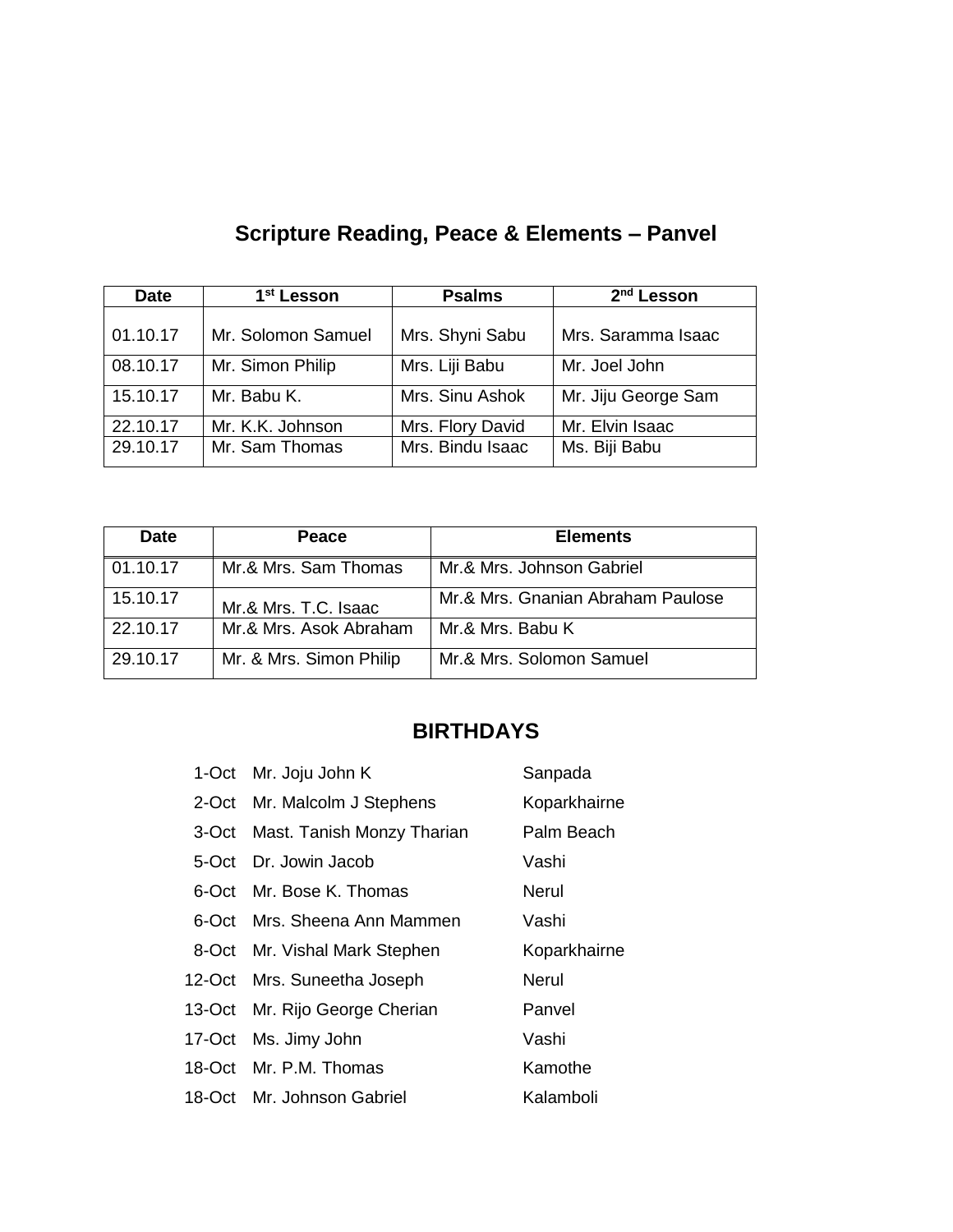## Scripture Reading, Peace & Elements – Panvel

| Date | 1st Lesson | Psalms | 2nd Lesson |
|---|---|---|---|
| 01.10.17 | Mr. Solomon Samuel | Mrs. Shyni Sabu | Mrs. Saramma Isaac |
| 08.10.17 | Mr. Simon Philip | Mrs. Liji Babu | Mr. Joel John |
| 15.10.17 | Mr. Babu K. | Mrs. Sinu Ashok | Mr. Jiju George Sam |
| 22.10.17 | Mr. K.K. Johnson | Mrs. Flory David | Mr. Elvin Isaac |
| 29.10.17 | Mr. Sam Thomas | Mrs. Bindu Isaac | Ms. Biji Babu |

| Date | Peace | Elements |
|---|---|---|
| 01.10.17 | Mr.& Mrs. Sam Thomas | Mr.& Mrs. Johnson Gabriel |
| 15.10.17 | Mr.& Mrs. T.C. Isaac | Mr.& Mrs. Gnanian Abraham Paulose |
| 22.10.17 | Mr.& Mrs. Asok Abraham | Mr.& Mrs. Babu K |
| 29.10.17 | Mr. & Mrs. Simon Philip | Mr.& Mrs. Solomon Samuel |

## BIRTHDAYS

| | | |
|---|---|---|
| 1-Oct | Mr. Joju John K | Sanpada |
| 2-Oct | Mr. Malcolm J Stephens | Koparkhairne |
| 3-Oct | Mast. Tanish Monzy Tharian | Palm Beach |
| 5-Oct | Dr. Jowin Jacob | Vashi |
| 6-Oct | Mr. Bose K. Thomas | Nerul |
| 6-Oct | Mrs. Sheena Ann Mammen | Vashi |
| 8-Oct | Mr. Vishal Mark Stephen | Koparkhairne |
| 12-Oct | Mrs. Suneetha Joseph | Nerul |
| 13-Oct | Mr. Rijo George Cherian | Panvel |
| 17-Oct | Ms. Jimy John | Vashi |
| 18-Oct | Mr. P.M. Thomas | Kamothe |
| 18-Oct | Mr. Johnson Gabriel | Kalamboli |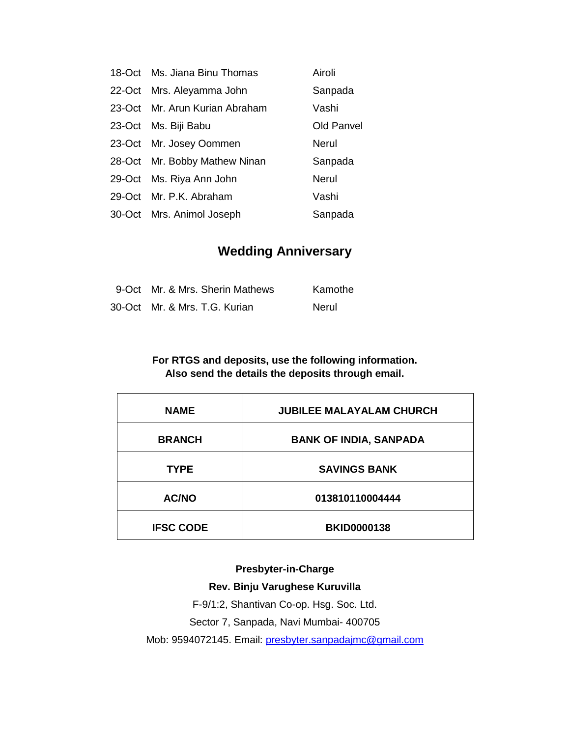| | | |
|---|---|---|
| 18-Oct | Ms. Jiana Binu Thomas | Airoli |
| 22-Oct | Mrs. Aleyamma John | Sanpada |
| 23-Oct | Mr. Arun Kurian Abraham | Vashi |
| 23-Oct | Ms. Biji Babu | Old Panvel |
| 23-Oct | Mr. Josey Oommen | Nerul |
| 28-Oct | Mr. Bobby Mathew Ninan | Sanpada |
| 29-Oct | Ms. Riya Ann John | Nerul |
| 29-Oct | Mr. P.K. Abraham | Vashi |
| 30-Oct | Mrs. Animol Joseph | Sanpada |

## Wedding Anniversary

| | | |
|---|---|---|
| 9-Oct | Mr. & Mrs. Sherin Mathews | Kamothe |
| 30-Oct | Mr. & Mrs. T.G. Kurian | Nerul |

**For RTGS and deposits, use the following information.**
**Also send the details the deposits through email.**

| | |
|---|---|
| **NAME** | **JUBILEE MALAYALAM CHURCH** |
| **BRANCH** | **BANK OF INDIA, SANPADA** |
| **TYPE** | **SAVINGS BANK** |
| **AC/NO** | **013810110004444** |
| **IFSC CODE** | **BKID0000138** |

**Presbyter-in-Charge**

**Rev. Binju Varughese Kuruvilla**

F-9/1:2, Shantivan Co-op. Hsg. Soc. Ltd.

Sector 7, Sanpada, Navi Mumbai- 400705

Mob: 9594072145. Email: presbyter.sanpadajmc@gmail.com